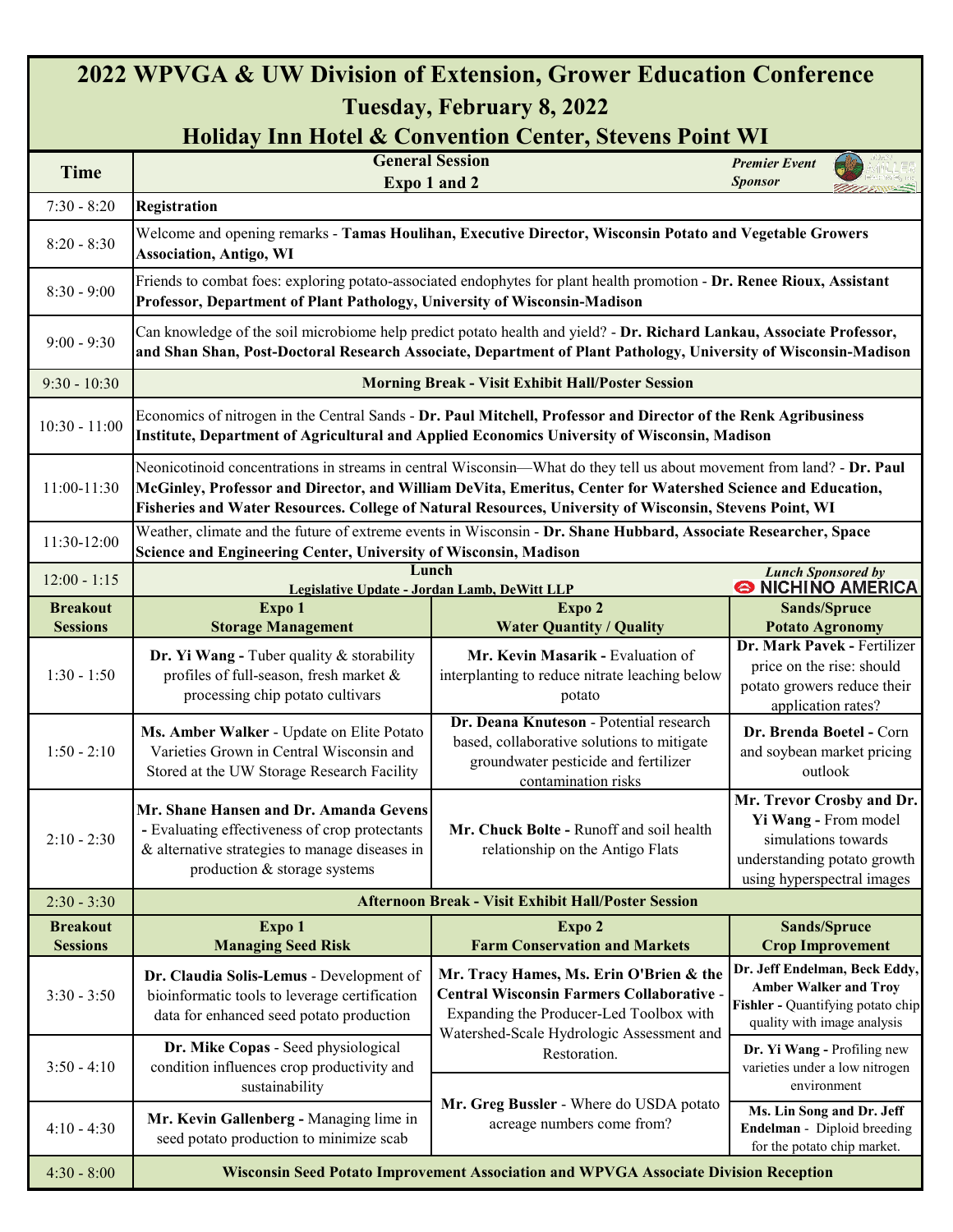# 2022 WPVGA & UW Division of Extension, Grower Education Conference

## Tuesday, February 8, 2022

## Holiday Inn Hotel & Convention Center, Stevens Point WI

| Time | General Session Expo 1 and 2 | | *Premier Event Sponsor* |
|---|---|---|---|
| 7:30 - 8:20 | **Registration** | | |
| 8:20 - 8:30 | Welcome and opening remarks - **Tamas Houlihan, Executive Director, Wisconsin Potato and Vegetable Growers Association, Antigo, WI** | | |
| 8:30 - 9:00 | Friends to combat foes: exploring potato-associated endophytes for plant health promotion - **Dr. Renee Rioux, Assistant Professor, Department of Plant Pathology, University of Wisconsin-Madison** | | |
| 9:00 - 9:30 | Can knowledge of the soil microbiome help predict potato health and yield? - **Dr. Richard Lankau, Associate Professor, and Shan Shan, Post-Doctoral Research Associate, Department of Plant Pathology, University of Wisconsin-Madison** | | |
| 9:30 - 10:30 | **Morning Break - Visit Exhibit Hall/Poster Session** | | |
| 10:30 - 11:00 | Economics of nitrogen in the Central Sands - **Dr. Paul Mitchell, Professor and Director of the Renk Agribusiness Institute, Department of Agricultural and Applied Economics University of Wisconsin, Madison** | | |
| 11:00-11:30 | Neonicotinoid concentrations in streams in central Wisconsin—What do they tell us about movement from land? - **Dr. Paul McGinley, Professor and Director, and William DeVita, Emeritus, Center for Watershed Science and Education, Fisheries and Water Resources. College of Natural Resources, University of Wisconsin, Stevens Point, WI** | | |
| 11:30-12:00 | Weather, climate and the future of extreme events in Wisconsin - **Dr. Shane Hubbard, Associate Researcher, Space Science and Engineering Center, University of Wisconsin, Madison** | | |
| 12:00 - 1:15 | **Lunch** **Legislative Update - Jordan Lamb, DeWitt LLP** | | *Lunch Sponsored by* NICHINO AMERICA |
| **Breakout Sessions** | **Expo 1 Storage Management** | **Expo 2 Water Quantity / Quality** | **Sands/Spruce Potato Agronomy** |
| 1:30 - 1:50 | **Dr. Yi Wang -** Tuber quality & storability profiles of full-season, fresh market & processing chip potato cultivars | **Mr. Kevin Masarik -** Evaluation of interplanting to reduce nitrate leaching below potato | **Dr. Mark Pavek -** Fertilizer price on the rise: should potato growers reduce their application rates? |
| 1:50 - 2:10 | **Ms. Amber Walker** - Update on Elite Potato Varieties Grown in Central Wisconsin and Stored at the UW Storage Research Facility | **Dr. Deana Knuteson** - Potential research based, collaborative solutions to mitigate groundwater pesticide and fertilizer contamination risks | **Dr. Brenda Boetel -** Corn and soybean market pricing outlook |
| 2:10 - 2:30 | **Mr. Shane Hansen and Dr. Amanda Gevens -** Evaluating effectiveness of crop protectants & alternative strategies to manage diseases in production & storage systems | **Mr. Chuck Bolte -** Runoff and soil health relationship on the Antigo Flats | **Mr. Trevor Crosby and Dr. Yi Wang -** From model simulations towards understanding potato growth using hyperspectral images |
| 2:30 - 3:30 | **Afternoon Break - Visit Exhibit Hall/Poster Session** | | |
| **Breakout Sessions** | **Expo 1 Managing Seed Risk** | **Expo 2 Farm Conservation and Markets** | **Sands/Spruce Crop Improvement** |
| 3:30 - 3:50 | **Dr. Claudia Solis-Lemus** - Development of bioinformatic tools to leverage certification data for enhanced seed potato production | **Mr. Tracy Hames, Ms. Erin O'Brien & the Central Wisconsin Farmers Collaborative -** Expanding the Producer-Led Toolbox with Watershed-Scale Hydrologic Assessment and Restoration. | **Dr. Jeff Endelman, Beck Eddy, Amber Walker and Troy Fishler -** Quantifying potato chip quality with image analysis |
| 3:50 - 4:10 | **Dr. Mike Copas** - Seed physiological condition influences crop productivity and sustainability | | **Dr. Yi Wang -** Profiling new varieties under a low nitrogen environment |
| 4:10 - 4:30 | **Mr. Kevin Gallenberg -** Managing lime in seed potato production to minimize scab | **Mr. Greg Bussler** - Where do USDA potato acreage numbers come from? | **Ms. Lin Song and Dr. Jeff Endelman -** Diploid breeding for the potato chip market. |
| 4:30 - 8:00 | **Wisconsin Seed Potato Improvement Association and WPVGA Associate Division Reception** | | |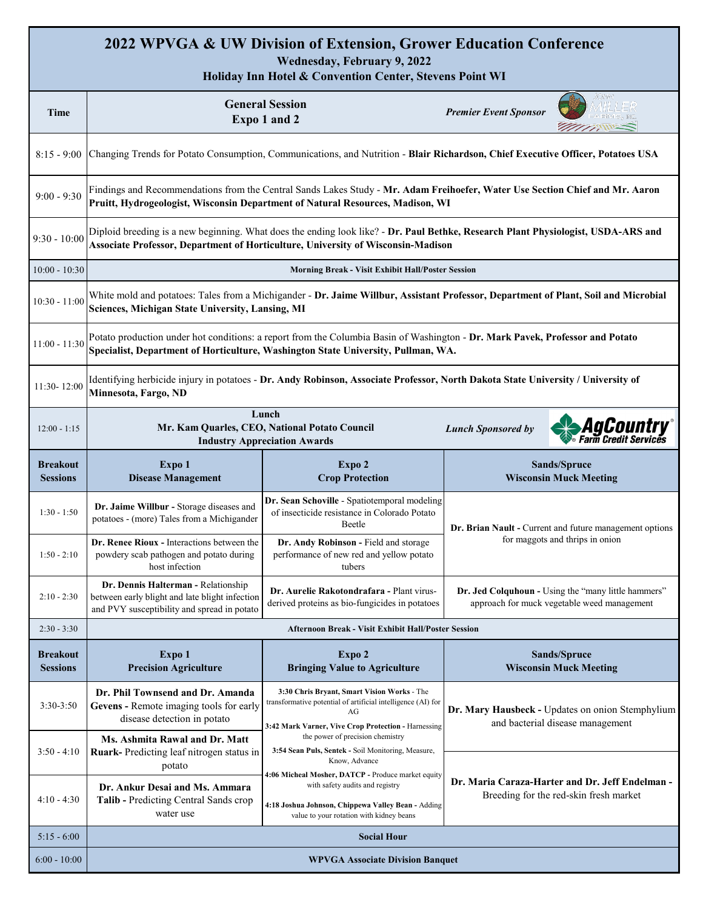# 2022 WPVGA & UW Division of Extension, Grower Education Conference

**Wednesday, February 9, 2022**

**Holiday Inn Hotel & Convention Center, Stevens Point WI**

| Time | General Session Expo 1 and 2 | | *Premier Event Sponsor* |
|---|---|---|---|
| 8:15 - 9:00 | Changing Trends for Potato Consumption, Communications, and Nutrition - **Blair Richardson, Chief Executive Officer, Potatoes USA** | | |
| 9:00 - 9:30 | Findings and Recommendations from the Central Sands Lakes Study - **Mr. Adam Freihoefer, Water Use Section Chief and Mr. Aaron Pruitt, Hydrogeologist, Wisconsin Department of Natural Resources, Madison, WI** | | |
| 9:30 - 10:00 | Diploid breeding is a new beginning. What does the ending look like? - **Dr. Paul Bethke, Research Plant Physiologist, USDA-ARS and Associate Professor, Department of Horticulture, University of Wisconsin-Madison** | | |
| 10:00 - 10:30 | **Morning Break - Visit Exhibit Hall/Poster Session** | | |
| 10:30 - 11:00 | White mold and potatoes: Tales from a Michigander - **Dr. Jaime Willbur, Assistant Professor, Department of Plant, Soil and Microbial Sciences, Michigan State University, Lansing, MI** | | |
| 11:00 - 11:30 | Potato production under hot conditions: a report from the Columbia Basin of Washington - **Dr. Mark Pavek, Professor and Potato Specialist, Department of Horticulture, Washington State University, Pullman, WA.** | | |
| 11:30- 12:00 | Identifying herbicide injury in potatoes - **Dr. Andy Robinson, Associate Professor, North Dakota State University / University of Minnesota, Fargo, ND** | | |
| 12:00 - 1:15 | **Lunch** **Mr. Kam Quarles, CEO, National Potato Council** **Industry Appreciation Awards** | | *Lunch Sponsored by* AgCountry Farm Credit Services |
| **Breakout Sessions** | **Expo 1 Disease Management** | **Expo 2 Crop Protection** | **Sands/Spruce Wisconsin Muck Meeting** |
| 1:30 - 1:50 | **Dr. Jaime Willbur -** Storage diseases and potatoes - (more) Tales from a Michigander | **Dr. Sean Schoville** - Spatiotemporal modeling of insecticide resistance in Colorado Potato Beetle | **Dr. Brian Nault -** Current and future management options for maggots and thrips in onion |
| 1:50 - 2:10 | **Dr. Renee Rioux -** Interactions between the powdery scab pathogen and potato during host infection | **Dr. Andy Robinson -** Field and storage performance of new red and yellow potato tubers | |
| 2:10 - 2:30 | **Dr. Dennis Halterman -** Relationship between early blight and late blight infection and PVY susceptibility and spread in potato | **Dr. Aurelie Rakotondrafara -** Plant virus-derived proteins as bio-fungicides in potatoes | **Dr. Jed Colquhoun -** Using the "many little hammers" approach for muck vegetable weed management |
| 2:30 - 3:30 | **Afternoon Break - Visit Exhibit Hall/Poster Session** | | |
| **Breakout Sessions** | **Expo 1 Precision Agriculture** | **Expo 2 Bringing Value to Agriculture** | **Sands/Spruce Wisconsin Muck Meeting** |
| 3:30-3:50 | **Dr. Phil Townsend and Dr. Amanda Gevens -** Remote imaging tools for early disease detection in potato | **3:30 Chris Bryant, Smart Vision Works** - The transformative potential of artificial intelligence (AI) for AG; **3:42 Mark Varner, Vive Crop Protection -** Harnessing the power of precision chemistry; **3:54 Sean Puls, Sentek -** Soil Monitoring, Measure, Know, Advance; **4:06 Micheal Mosher, DATCP -** Produce market equity with safety audits and registry; **4:18 Joshua Johnson, Chippewa Valley Bean -** Adding value to your rotation with kidney beans | **Dr. Mary Hausbeck -** Updates on onion Stemphylium and bacterial disease management |
| 3:50 - 4:10 | **Ms. Ashmita Rawal and Dr. Matt Ruark-** Predicting leaf nitrogen status in potato | | **Dr. Maria Caraza-Harter and Dr. Jeff Endelman -** Breeding for the red-skin fresh market |
| 4:10 - 4:30 | **Dr. Ankur Desai and Ms. Ammara Talib -** Predicting Central Sands crop water use | | |
| 5:15 - 6:00 | **Social Hour** | | |
| 6:00 - 10:00 | **WPVGA Associate Division Banquet** | | |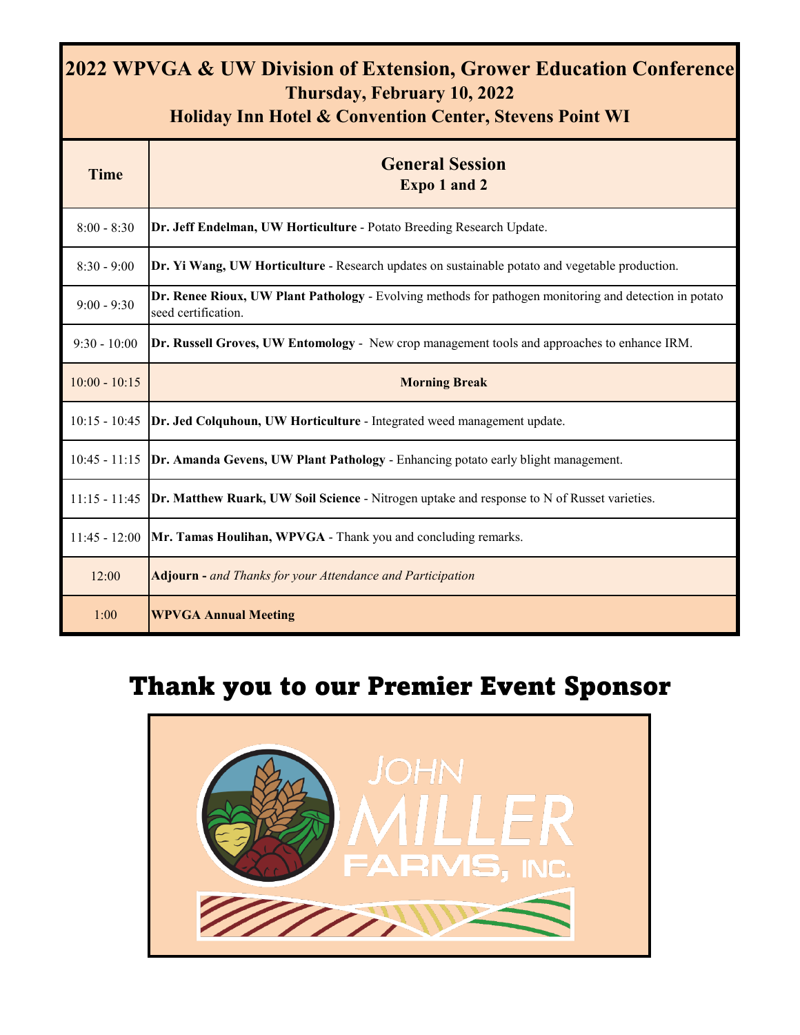# 2022 WPVGA & UW Division of Extension, Grower Education Conference

**Thursday, February 10, 2022**

**Holiday Inn Hotel & Convention Center, Stevens Point WI**

| Time | General Session<br>Expo 1 and 2 |
|---|---|
| 8:00 - 8:30 | **Dr. Jeff Endelman, UW Horticulture** - Potato Breeding Research Update. |
| 8:30 - 9:00 | **Dr. Yi Wang, UW Horticulture** - Research updates on sustainable potato and vegetable production. |
| 9:00 - 9:30 | **Dr. Renee Rioux, UW Plant Pathology** - Evolving methods for pathogen monitoring and detection in potato seed certification. |
| 9:30 - 10:00 | **Dr. Russell Groves, UW Entomology** - New crop management tools and approaches to enhance IRM. |
| 10:00 - 10:15 | **Morning Break** |
| 10:15 - 10:45 | **Dr. Jed Colquhoun, UW Horticulture** - Integrated weed management update. |
| 10:45 - 11:15 | **Dr. Amanda Gevens, UW Plant Pathology** - Enhancing potato early blight management. |
| 11:15 - 11:45 | **Dr. Matthew Ruark, UW Soil Science** - Nitrogen uptake and response to N of Russet varieties. |
| 11:45 - 12:00 | **Mr. Tamas Houlihan, WPVGA** - Thank you and concluding remarks. |
| 12:00 | **Adjourn -** *and Thanks for your Attendance and Participation* |
| 1:00 | **WPVGA Annual Meeting** |

## Thank you to our Premier Event Sponsor

JOHN MILLER FARMS, INC.